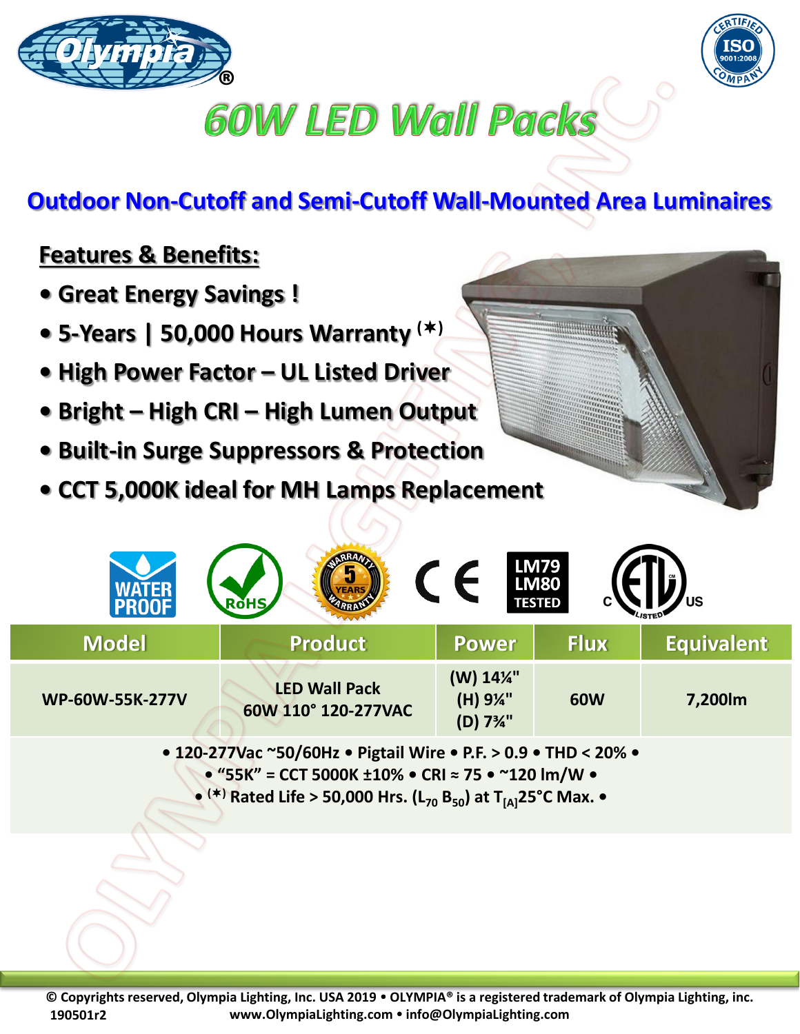# 60W LED Wall Packs

## Outdoor Non-Cutoff and Semi-Cutoff Wall-Mounted Area Luminaires

### Features & Benefits:

- Great Energy Savings !
- 5-Years | 50,000 Hours Warranty (✶)
- High Power Factor – UL Listed Driver
- Bright – High CRI – High Lumen Output
- Built-in Surge Suppressors & Protection
- CCT 5,000K ideal for MH Lamps Replacement

WATER PROOF · RoHS · 5 YEARS WARRANTY · CE · LM79 LM80 TESTED · C ETL US LISTED

| Model | Product | Power | Flux | Equivalent |
|---|---|---|---|---|
| WP-60W-55K-277V | LED Wall Pack 60W 110° 120-277VAC | (W) 14¼" (H) 9¼" (D) 7¾" | 60W | 7,200lm |

• 120-277Vac ~50/60Hz • Pigtail Wire • P.F. > 0.9 • THD < 20% •
• "55K" = CCT 5000K ±10% • CRI ≈ 75 • ~120 lm/W •
• (✶) Rated Life > 50,000 Hrs. ($L_{70}$ $B_{50}$) at $T_{[A]}$25°C Max. •

© Copyrights reserved, Olympia Lighting, Inc. USA 2019 • OLYMPIA® is a registered trademark of Olympia Lighting, inc.
190501r2 www.OlympiaLighting.com • info@OlympiaLighting.com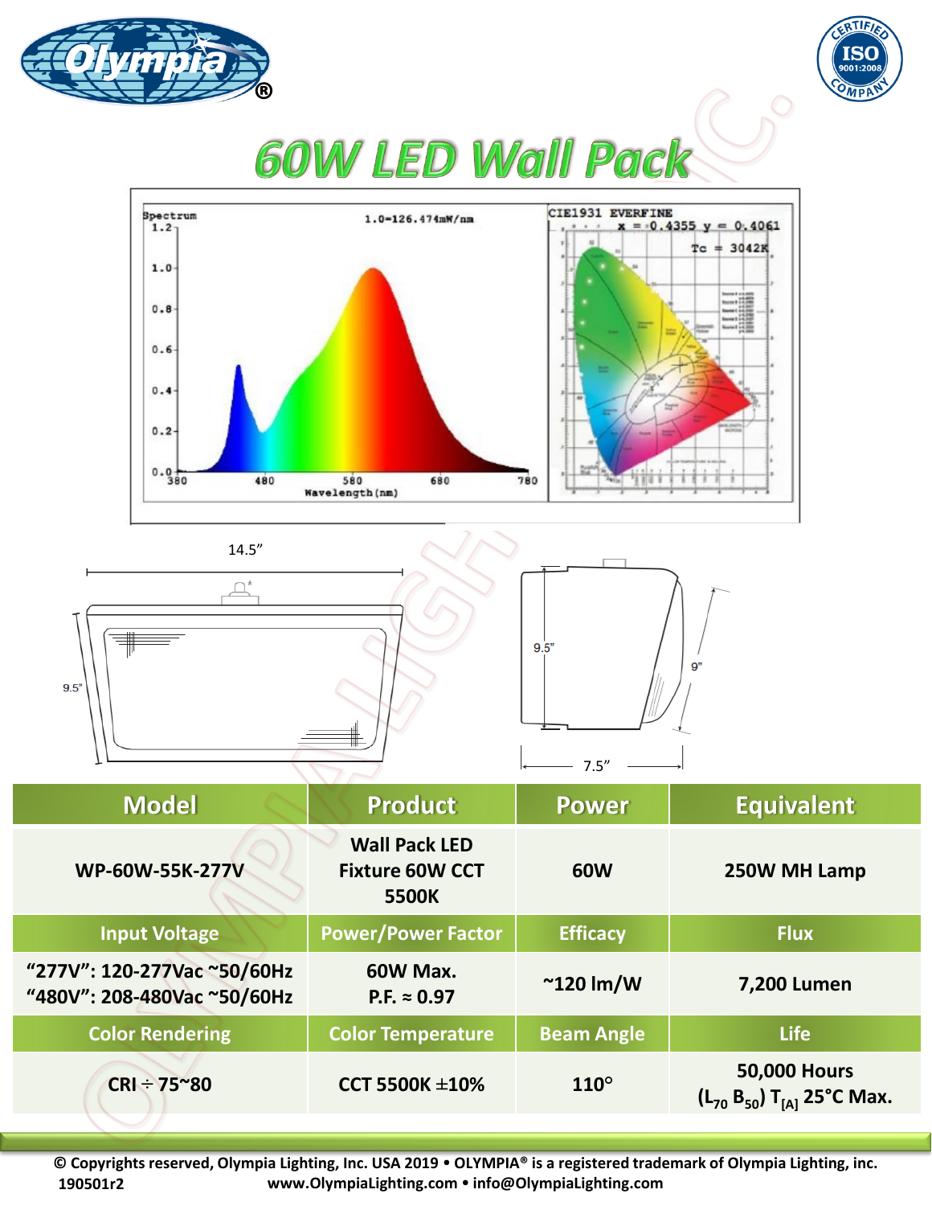# 60W LED Wall Pack

Spectrum
1.0=126.474mW/nm
1.2
1.0
0.8
0.6
0.4
0.2
0.0
380
480
580
680
780
Wavelength(nm)

CIE1931 EVERFINE
x = 0.4355 y = 0.4061
Tc = 3042K

14.5"
9.5"
9.5"
9"
7.5"

| Model | Product | Power | Equivalent |
|---|---|---|---|
| WP-60W-55K-277V | Wall Pack LED Fixture 60W CCT 5500K | 60W | 250W MH Lamp |
| **Input Voltage** | **Power/Power Factor** | **Efficacy** | **Flux** |
| "277V": 120-277Vac ~50/60Hz<br>"480V": 208-480Vac ~50/60Hz | 60W Max.<br>P.F. ≈ 0.97 | ~120 lm/W | 7,200 Lumen |
| **Color Rendering** | **Color Temperature** | **Beam Angle** | **Life** |
| CRI ÷ 75~80 | CCT 5500K ±10% | 110° | 50,000 Hours<br>($L_{70}$ $B_{50}$) $T_{[A]}$ 25°C Max. |

© Copyrights reserved, Olympia Lighting, Inc. USA 2019 • OLYMPIA® is a registered trademark of Olympia Lighting, inc.
190501r2 www.OlympiaLighting.com • info@OlympiaLighting.com